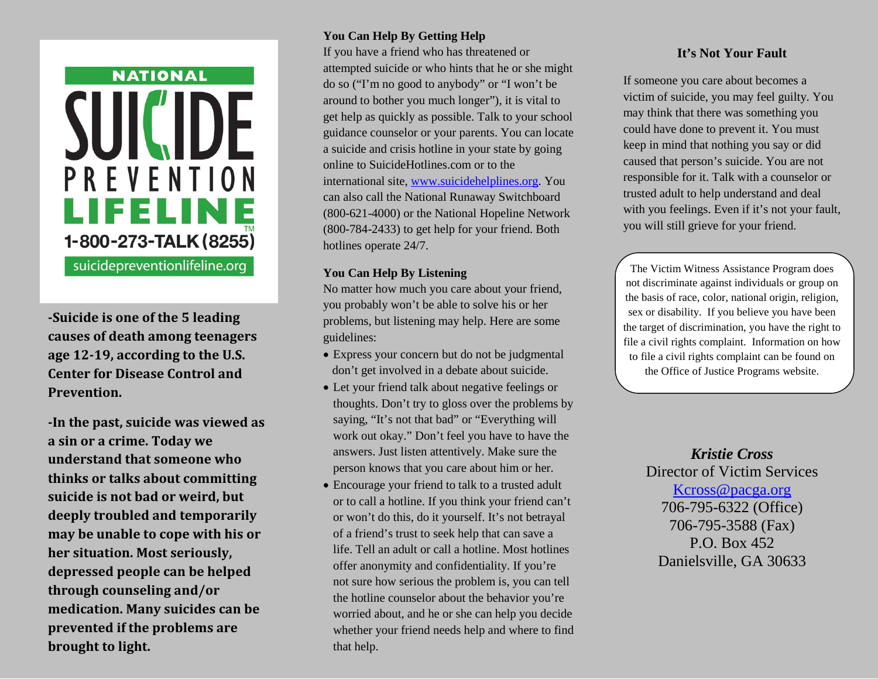NATIONAL SUICIDE PREVENTION LIFELINE™

1-800-273-TALK (8255)

suicidepreventionlifeline.org

**-Suicide is one of the 5 leading causes of death among teenagers age 12-19, according to the U.S. Center for Disease Control and Prevention.**

**-In the past, suicide was viewed as a sin or a crime. Today we understand that someone who thinks or talks about committing suicide is not bad or weird, but deeply troubled and temporarily may be unable to cope with his or her situation. Most seriously, depressed people can be helped through counseling and/or medication. Many suicides can be prevented if the problems are brought to light.**

**You Can Help By Getting Help**

If you have a friend who has threatened or attempted suicide or who hints that he or she might do so ("I'm no good to anybody" or "I won't be around to bother you much longer"), it is vital to get help as quickly as possible. Talk to your school guidance counselor or your parents. You can locate a suicide and crisis hotline in your state by going online to SuicideHotlines.com or to the international site, www.suicidehelplines.org. You can also call the National Runaway Switchboard (800-621-4000) or the National Hopeline Network (800-784-2433) to get help for your friend. Both hotlines operate 24/7.

**You Can Help By Listening**

No matter how much you care about your friend, you probably won't be able to solve his or her problems, but listening may help. Here are some guidelines:

- Express your concern but do not be judgmental don't get involved in a debate about suicide.
- Let your friend talk about negative feelings or thoughts. Don't try to gloss over the problems by saying, "It's not that bad" or "Everything will work out okay." Don't feel you have to have the answers. Just listen attentively. Make sure the person knows that you care about him or her.
- Encourage your friend to talk to a trusted adult or to call a hotline. If you think your friend can't or won't do this, do it yourself. It's not betrayal of a friend's trust to seek help that can save a life. Tell an adult or call a hotline. Most hotlines offer anonymity and confidentiality. If you're not sure how serious the problem is, you can tell the hotline counselor about the behavior you're worried about, and he or she can help you decide whether your friend needs help and where to find that help.

**It's Not Your Fault**

If someone you care about becomes a victim of suicide, you may feel guilty. You may think that there was something you could have done to prevent it. You must keep in mind that nothing you say or did caused that person's suicide. You are not responsible for it. Talk with a counselor or trusted adult to help understand and deal with you feelings. Even if it's not your fault, you will still grieve for your friend.

The Victim Witness Assistance Program does not discriminate against individuals or group on the basis of race, color, national origin, religion, sex or disability. If you believe you have been the target of discrimination, you have the right to file a civil rights complaint. Information on how to file a civil rights complaint can be found on the Office of Justice Programs website.

***Kristie Cross***
Director of Victim Services
Kcross@pacga.org
706-795-6322 (Office)
706-795-3588 (Fax)
P.O. Box 452
Danielsville, GA 30633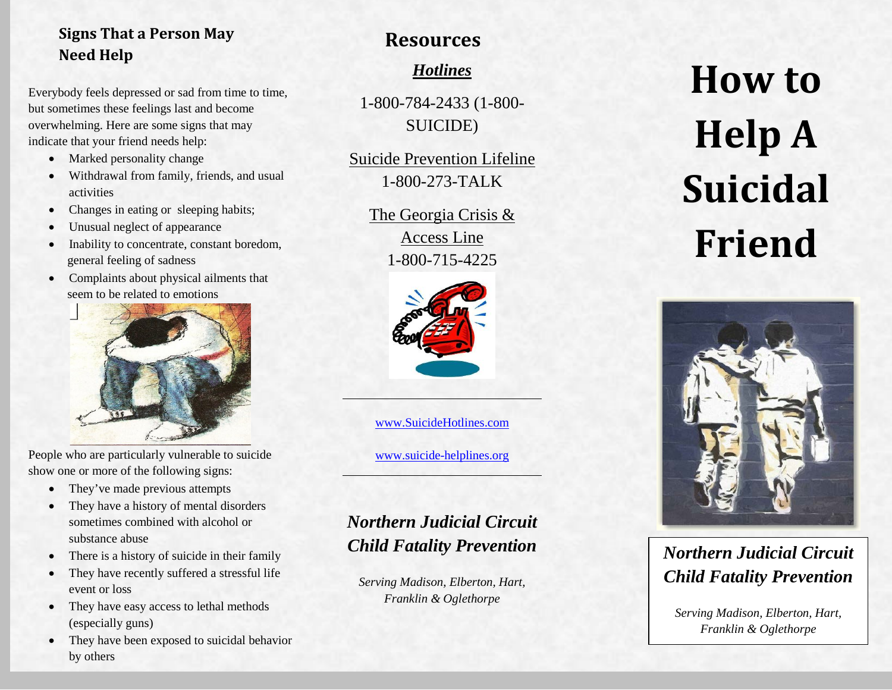## Signs That a Person May Need Help

Everybody feels depressed or sad from time to time, but sometimes these feelings last and become overwhelming. Here are some signs that may indicate that your friend needs help:

- Marked personality change
- Withdrawal from family, friends, and usual activities
- Changes in eating or sleeping habits;
- Unusual neglect of appearance
- Inability to concentrate, constant boredom, general feeling of sadness
- Complaints about physical ailments that seem to be related to emotions

People who are particularly vulnerable to suicide show one or more of the following signs:

- They've made previous attempts
- They have a history of mental disorders sometimes combined with alcohol or substance abuse
- There is a history of suicide in their family
- They have recently suffered a stressful life event or loss
- They have easy access to lethal methods (especially guns)
- They have been exposed to suicidal behavior by others

## Resources

***Hotlines***

1-800-784-2433 (1-800-SUICIDE)

Suicide Prevention Lifeline
1-800-273-TALK

The Georgia Crisis & Access Line
1-800-715-4225

www.SuicideHotlines.com

www.suicide-helplines.org

***Northern Judicial Circuit Child Fatality Prevention***

*Serving Madison, Elberton, Hart, Franklin & Oglethorpe*

# How to Help A Suicidal Friend

***Northern Judicial Circuit Child Fatality Prevention***

*Serving Madison, Elberton, Hart, Franklin & Oglethorpe*